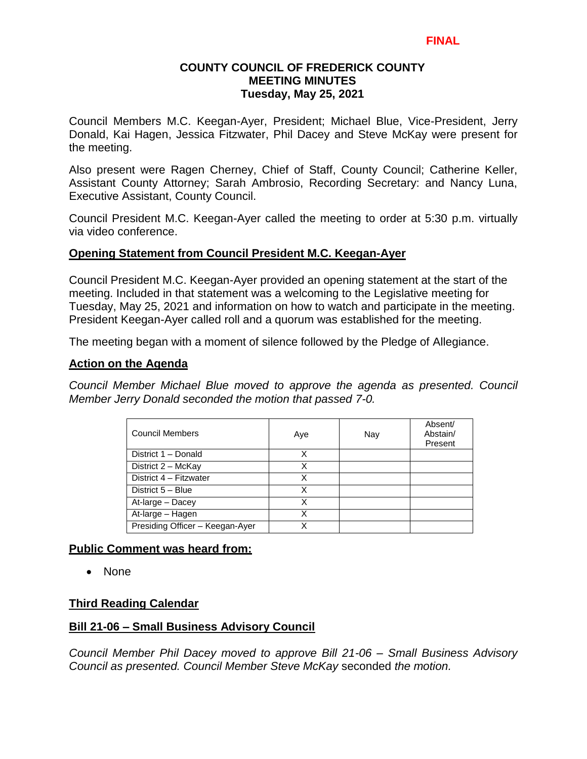**FINAL**

# COUNTY COUNCIL OF FREDERICK COUNTY
## MEETING MINUTES
### Tuesday, May 25, 2021

Council Members M.C. Keegan-Ayer, President; Michael Blue, Vice-President, Jerry Donald, Kai Hagen, Jessica Fitzwater, Phil Dacey and Steve McKay were present for the meeting.

Also present were Ragen Cherney, Chief of Staff, County Council; Catherine Keller, Assistant County Attorney; Sarah Ambrosio, Recording Secretary: and Nancy Luna, Executive Assistant, County Council.

Council President M.C. Keegan-Ayer called the meeting to order at 5:30 p.m. virtually via video conference.

**Opening Statement from Council President M.C. Keegan-Ayer**

Council President M.C. Keegan-Ayer provided an opening statement at the start of the meeting. Included in that statement was a welcoming to the Legislative meeting for Tuesday, May 25, 2021 and information on how to watch and participate in the meeting. President Keegan-Ayer called roll and a quorum was established for the meeting.

The meeting began with a moment of silence followed by the Pledge of Allegiance.

**Action on the Agenda**

*Council Member Michael Blue moved to approve the agenda as presented. Council Member Jerry Donald seconded the motion that passed 7-0.*

| Council Members | Aye | Nay | Absent/ Abstain/ Present |
|---|---|---|---|
| District 1 – Donald | X | | |
| District 2 – McKay | X | | |
| District 4 – Fitzwater | X | | |
| District 5 – Blue | X | | |
| At-large – Dacey | X | | |
| At-large – Hagen | X | | |
| Presiding Officer – Keegan-Ayer | X | | |

**Public Comment was heard from:**

- None

**Third Reading Calendar**

**Bill 21-06 – Small Business Advisory Council**

*Council Member Phil Dacey moved to approve Bill 21-06 – Small Business Advisory Council as presented. Council Member Steve McKay* seconded *the motion.*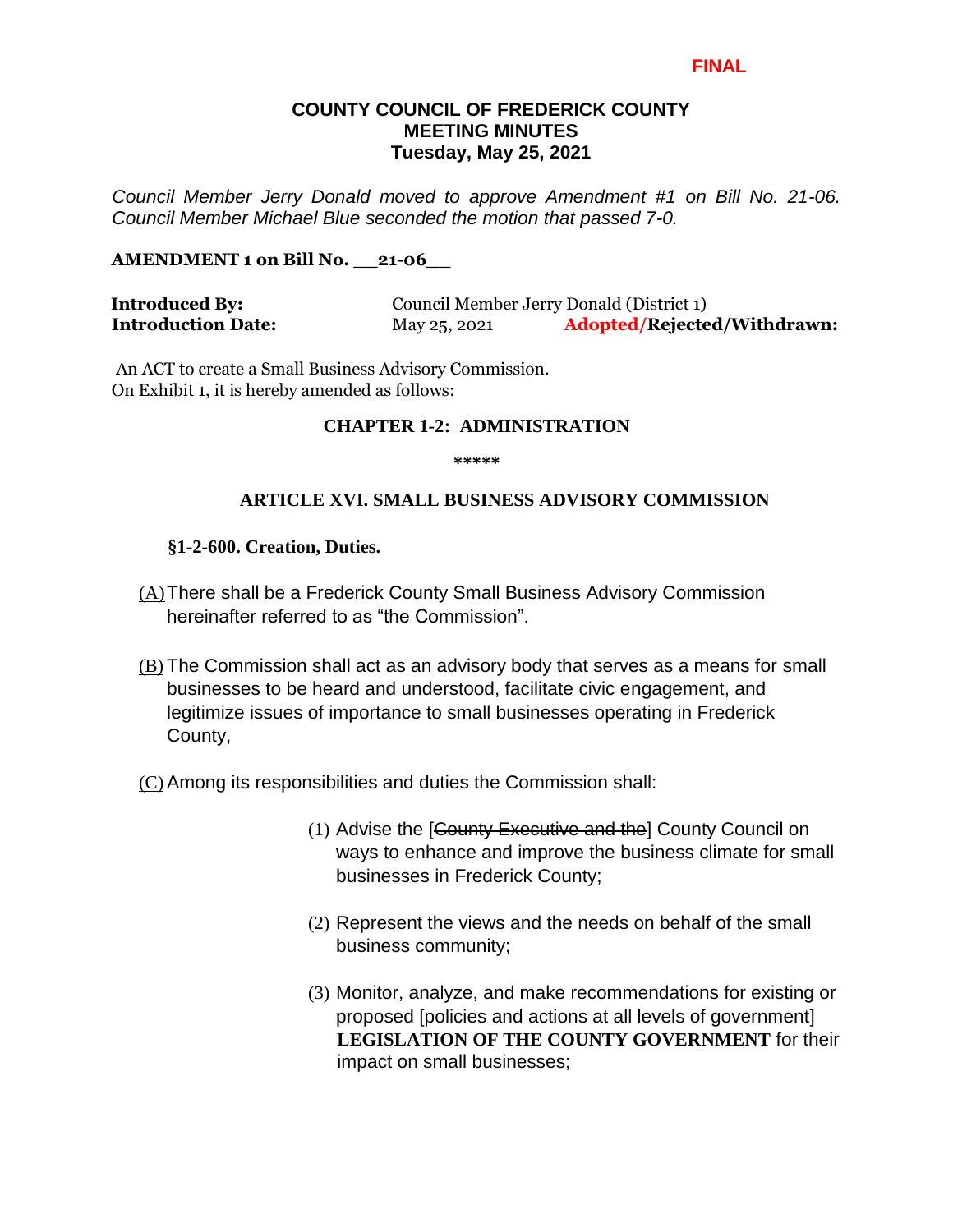FINAL

**COUNTY COUNCIL OF FREDERICK COUNTY**
**MEETING MINUTES**
**Tuesday, May 25, 2021**

*Council Member Jerry Donald moved to approve Amendment #1 on Bill No. 21-06. Council Member Michael Blue seconded the motion that passed 7-0.*

**AMENDMENT 1 on Bill No. \_\_21-06\_\_**

**Introduced By:** Council Member Jerry Donald (District 1)
**Introduction Date:** May 25, 2021 **Adopted/Rejected/Withdrawn:**

An ACT to create a Small Business Advisory Commission.
On Exhibit 1, it is hereby amended as follows:

**CHAPTER 1-2: ADMINISTRATION**

\*\*\*\*\*

**ARTICLE XVI. SMALL BUSINESS ADVISORY COMMISSION**

**§1-2-600. Creation, Duties.**

(A) There shall be a Frederick County Small Business Advisory Commission hereinafter referred to as "the Commission".

(B) The Commission shall act as an advisory body that serves as a means for small businesses to be heard and understood, facilitate civic engagement, and legitimize issues of importance to small businesses operating in Frederick County,

(C) Among its responsibilities and duties the Commission shall:

(1) Advise the [~~County Executive and the~~] County Council on ways to enhance and improve the business climate for small businesses in Frederick County;

(2) Represent the views and the needs on behalf of the small business community;

(3) Monitor, analyze, and make recommendations for existing or proposed [~~policies and actions at all levels of government~~] **LEGISLATION OF THE COUNTY GOVERNMENT** for their impact on small businesses;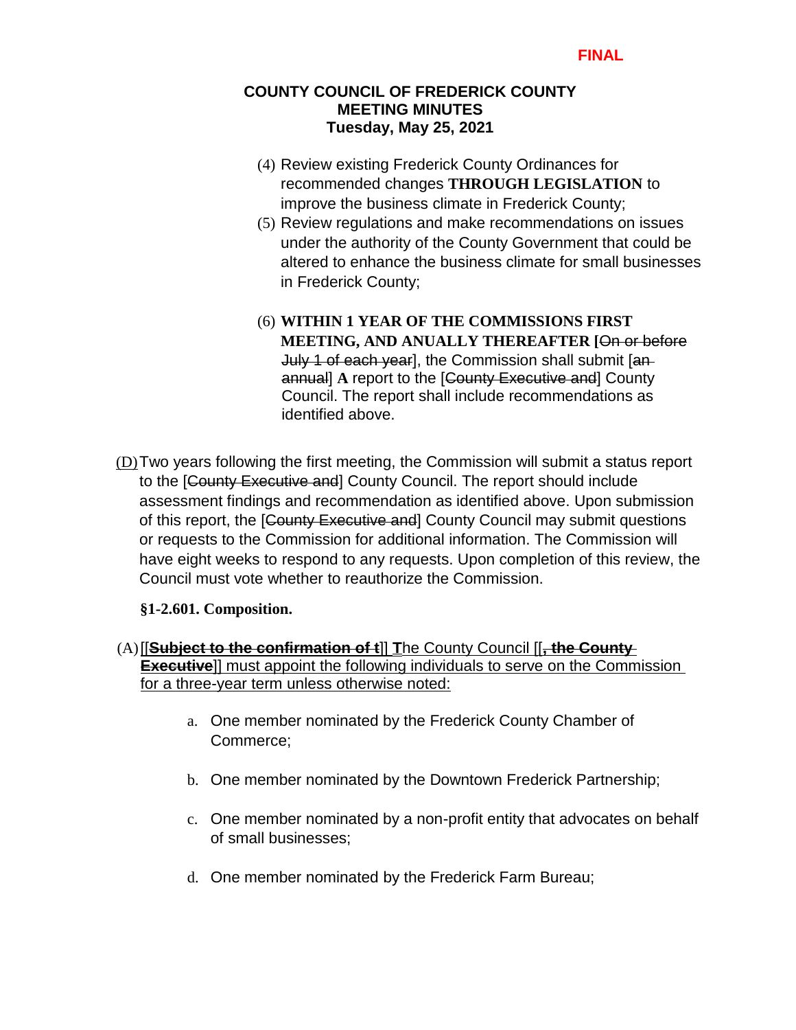FINAL

**COUNTY COUNCIL OF FREDERICK COUNTY**
**MEETING MINUTES**
**Tuesday, May 25, 2021**

(4) Review existing Frederick County Ordinances for recommended changes **THROUGH LEGISLATION** to improve the business climate in Frederick County;

(5) Review regulations and make recommendations on issues under the authority of the County Government that could be altered to enhance the business climate for small businesses in Frederick County;

(6) **WITHIN 1 YEAR OF THE COMMISSIONS FIRST MEETING, AND ANUALLY THEREAFTER** [~~On or before July 1 of each year~~], the Commission shall submit [~~an annual~~] **A** report to the [~~County Executive and~~] County Council. The report shall include recommendations as identified above.

(D) Two years following the first meeting, the Commission will submit a status report to the [~~County Executive and~~] County Council. The report should include assessment findings and recommendation as identified above. Upon submission of this report, the [~~County Executive and~~] County Council may submit questions or requests to the Commission for additional information. The Commission will have eight weeks to respond to any requests. Upon completion of this review, the Council must vote whether to reauthorize the Commission.

**§1-2.601. Composition.**

(A) [[~~**Subject to the confirmation of t**~~]] **T**he County Council [[~~**, the County Executive**~~]] must appoint the following individuals to serve on the Commission for a three-year term unless otherwise noted:

a. One member nominated by the Frederick County Chamber of Commerce;

b. One member nominated by the Downtown Frederick Partnership;

c. One member nominated by a non-profit entity that advocates on behalf of small businesses;

d. One member nominated by the Frederick Farm Bureau;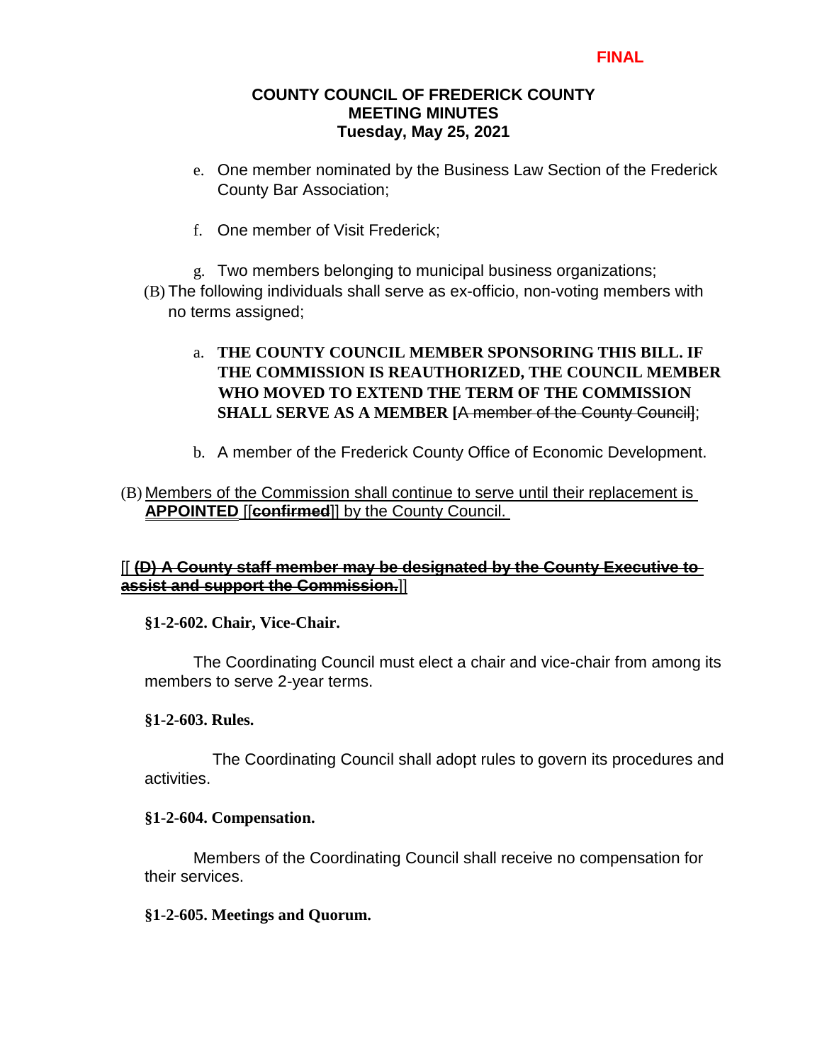**FINAL**

**COUNTY COUNCIL OF FREDERICK COUNTY**
**MEETING MINUTES**
**Tuesday, May 25, 2021**

e. One member nominated by the Business Law Section of the Frederick County Bar Association;

f. One member of Visit Frederick;

g. Two members belonging to municipal business organizations;

(B) The following individuals shall serve as ex-officio, non-voting members with no terms assigned;

a. **THE COUNTY COUNCIL MEMBER SPONSORING THIS BILL. IF THE COMMISSION IS REAUTHORIZED, THE COUNCIL MEMBER WHO MOVED TO EXTEND THE TERM OF THE COMMISSION SHALL SERVE AS A MEMBER [**~~A member of the County Council~~];

b. A member of the Frederick County Office of Economic Development.

(B) <u>Members of the Commission shall continue to serve until their replacement is</u> <u>**APPOINTED**</u> [[~~**confirmed**~~]] by the County Council.

[[ <u>~~**(D) A County staff member may be designated by the County Executive to assist and support the Commission.**~~</u>]]

**§1-2-602. Chair, Vice-Chair.**

The Coordinating Council must elect a chair and vice-chair from among its members to serve 2-year terms.

**§1-2-603. Rules.**

The Coordinating Council shall adopt rules to govern its procedures and activities.

**§1-2-604. Compensation.**

Members of the Coordinating Council shall receive no compensation for their services.

**§1-2-605. Meetings and Quorum.**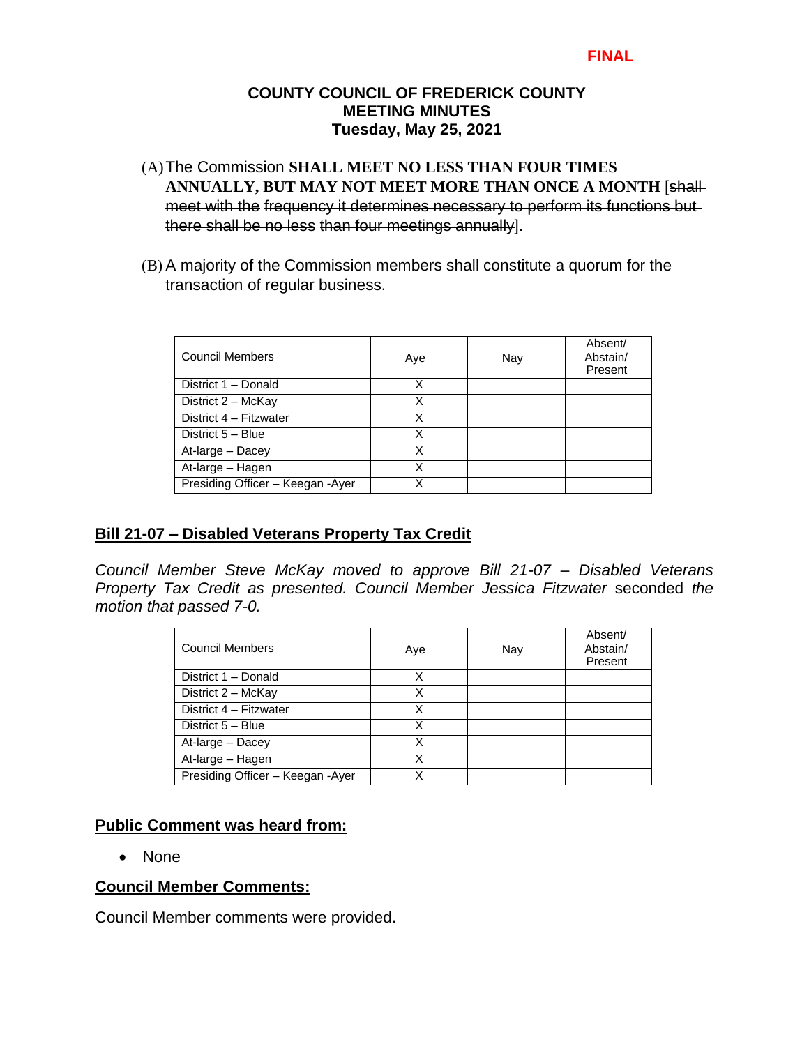**FINAL**

**COUNTY COUNCIL OF FREDERICK COUNTY**
**MEETING MINUTES**
**Tuesday, May 25, 2021**

(A) The Commission **SHALL MEET NO LESS THAN FOUR TIMES ANNUALLY, BUT MAY NOT MEET MORE THAN ONCE A MONTH** [~~shall meet with the frequency it determines necessary to perform its functions but there shall be no less than four meetings annually~~].

(B) A majority of the Commission members shall constitute a quorum for the transaction of regular business.

| Council Members | Aye | Nay | Absent/ Abstain/ Present |
|---|---|---|---|
| District 1 – Donald | X | | |
| District 2 – McKay | X | | |
| District 4 – Fitzwater | X | | |
| District 5 – Blue | X | | |
| At-large – Dacey | X | | |
| At-large – Hagen | X | | |
| Presiding Officer – Keegan -Ayer | X | | |

## Bill 21-07 – Disabled Veterans Property Tax Credit

*Council Member Steve McKay moved to approve Bill 21-07 – Disabled Veterans Property Tax Credit as presented. Council Member Jessica Fitzwater* seconded *the motion that passed 7-0.*

| Council Members | Aye | Nay | Absent/ Abstain/ Present |
|---|---|---|---|
| District 1 – Donald | X | | |
| District 2 – McKay | X | | |
| District 4 – Fitzwater | X | | |
| District 5 – Blue | X | | |
| At-large – Dacey | X | | |
| At-large – Hagen | X | | |
| Presiding Officer – Keegan -Ayer | X | | |

## Public Comment was heard from:

- None

## Council Member Comments:

Council Member comments were provided.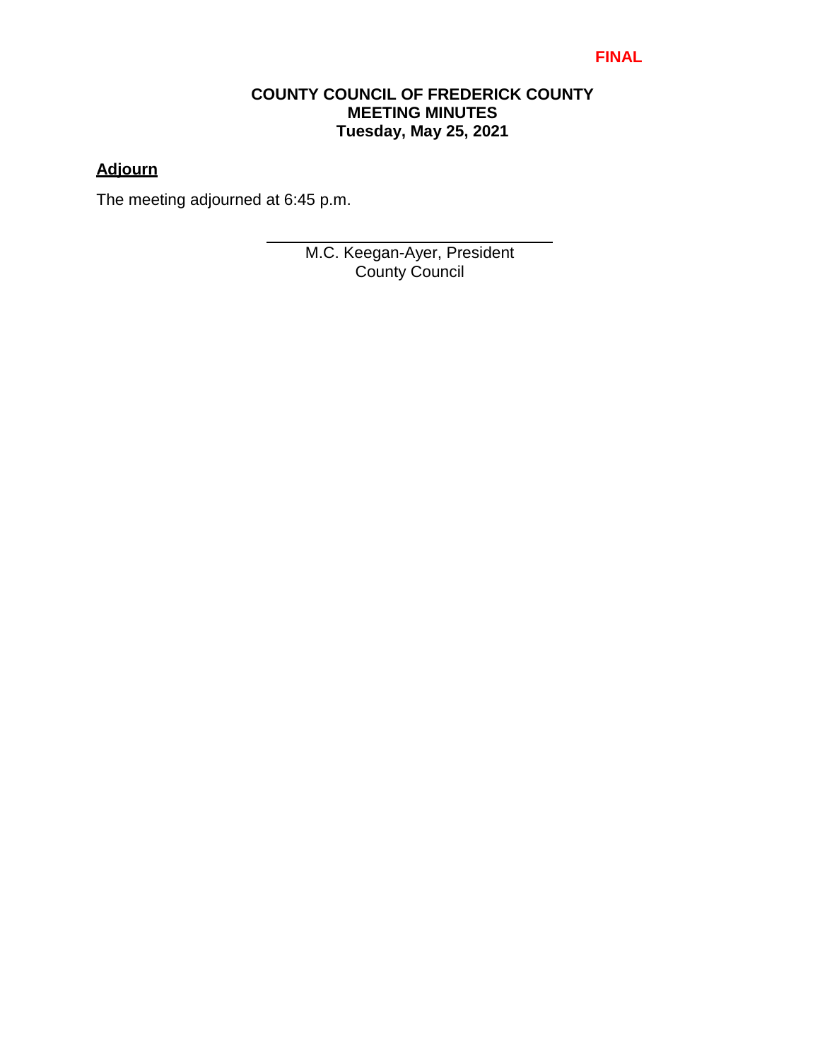**FINAL**

**COUNTY COUNCIL OF FREDERICK COUNTY**
**MEETING MINUTES**
**Tuesday, May 25, 2021**

## Adjourn

The meeting adjourned at 6:45 p.m.

\_\_\_\_\_\_\_\_\_\_\_\_\_\_\_\_\_\_\_\_\_\_\_\_\_\_\_\_\_\_

M.C. Keegan-Ayer, President
County Council